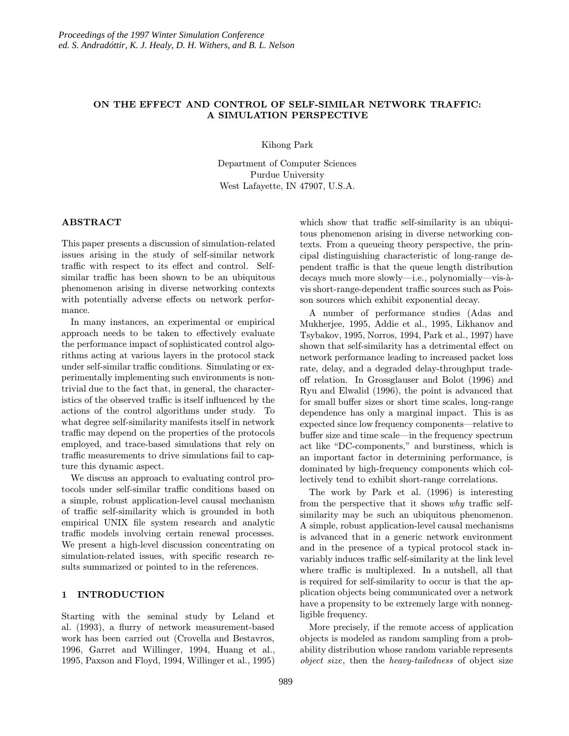Proceedings of the 1997 Winter Simulation Conference
ed. S. Andradóttir, K. J. Healy, D. H. Withers, and B. L. Nelson

# ON THE EFFECT AND CONTROL OF SELF-SIMILAR NETWORK TRAFFIC: A SIMULATION PERSPECTIVE

Kihong Park

Department of Computer Sciences
Purdue University
West Lafayette, IN 47907, U.S.A.

## ABSTRACT

This paper presents a discussion of simulation-related issues arising in the study of self-similar network traffic with respect to its effect and control. Self-similar traffic has been shown to be an ubiquitous phenomenon arising in diverse networking contexts with potentially adverse effects on network performance.

In many instances, an experimental or empirical approach needs to be taken to effectively evaluate the performance impact of sophisticated control algorithms acting at various layers in the protocol stack under self-similar traffic conditions. Simulating or experimentally implementing such environments is nontrivial due to the fact that, in general, the characteristics of the observed traffic is itself influenced by the actions of the control algorithms under study. To what degree self-similarity manifests itself in network traffic may depend on the properties of the protocols employed, and trace-based simulations that rely on traffic measurements to drive simulations fail to capture this dynamic aspect.

We discuss an approach to evaluating control protocols under self-similar traffic conditions based on a simple, robust application-level causal mechanism of traffic self-similarity which is grounded in both empirical UNIX file system research and analytic traffic models involving certain renewal processes. We present a high-level discussion concentrating on simulation-related issues, with specific research results summarized or pointed to in the references.

## 1 INTRODUCTION

Starting with the seminal study by Leland et al. (1993), a flurry of network measurement-based work has been carried out (Crovella and Bestavros, 1996, Garret and Willinger, 1994, Huang et al., 1995, Paxson and Floyd, 1994, Willinger et al., 1995) which show that traffic self-similarity is an ubiquitous phenomenon arising in diverse networking contexts. From a queueing theory perspective, the principal distinguishing characteristic of long-range dependent traffic is that the queue length distribution decays much more slowly—i.e., polynomially—vis-à-vis short-range-dependent traffic sources such as Poisson sources which exhibit exponential decay.

A number of performance studies (Adas and Mukherjee, 1995, Addie et al., 1995, Likhanov and Tsybakov, 1995, Norros, 1994, Park et al., 1997) have shown that self-similarity has a detrimental effect on network performance leading to increased packet loss rate, delay, and a degraded delay-throughput tradeoff relation. In Grossglauser and Bolot (1996) and Ryu and Elwalid (1996), the point is advanced that for small buffer sizes or short time scales, long-range dependence has only a marginal impact. This is as expected since low frequency components—relative to buffer size and time scale—in the frequency spectrum act like "DC-components," and burstiness, which is an important factor in determining performance, is dominated by high-frequency components which collectively tend to exhibit short-range correlations.

The work by Park et al. (1996) is interesting from the perspective that it shows *why* traffic self-similarity may be such an ubiquitous phenomenon. A simple, robust application-level causal mechanisms is advanced that in a generic network environment and in the presence of a typical protocol stack invariably induces traffic self-similarity at the link level where traffic is multiplexed. In a nutshell, all that is required for self-similarity to occur is that the application objects being communicated over a network have a propensity to be extremely large with nonnegligible frequency.

More precisely, if the remote access of application objects is modeled as random sampling from a probability distribution whose random variable represents *object size*, then the *heavy-tailedness* of object size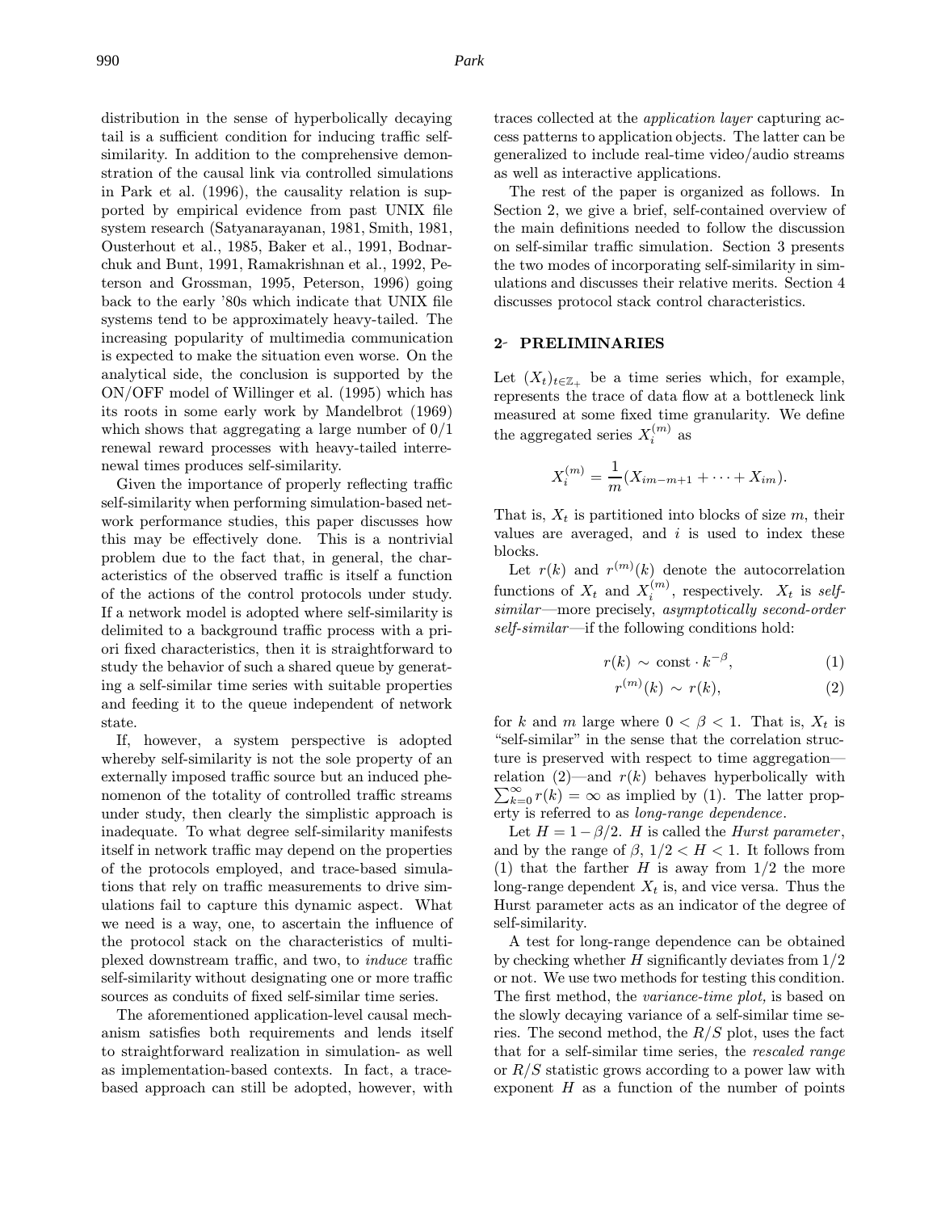distribution in the sense of hyperbolically decaying tail is a sufficient condition for inducing traffic self-similarity. In addition to the comprehensive demonstration of the causal link via controlled simulations in Park et al. (1996), the causality relation is supported by empirical evidence from past UNIX file system research (Satyanarayanan, 1981, Smith, 1981, Ousterhout et al., 1985, Baker et al., 1991, Bodnarchuk and Bunt, 1991, Ramakrishnan et al., 1992, Peterson and Grossman, 1995, Peterson, 1996) going back to the early '80s which indicate that UNIX file systems tend to be approximately heavy-tailed. The increasing popularity of multimedia communication is expected to make the situation even worse. On the analytical side, the conclusion is supported by the ON/OFF model of Willinger et al. (1995) which has its roots in some early work by Mandelbrot (1969) which shows that aggregating a large number of 0/1 renewal reward processes with heavy-tailed interrenewal times produces self-similarity.

Given the importance of properly reflecting traffic self-similarity when performing simulation-based network performance studies, this paper discusses how this may be effectively done. This is a nontrivial problem due to the fact that, in general, the characteristics of the observed traffic is itself a function of the actions of the control protocols under study. If a network model is adopted where self-similarity is delimited to a background traffic process with a priori fixed characteristics, then it is straightforward to study the behavior of such a shared queue by generating a self-similar time series with suitable properties and feeding it to the queue independent of network state.

If, however, a system perspective is adopted whereby self-similarity is not the sole property of an externally imposed traffic source but an induced phenomenon of the totality of controlled traffic streams under study, then clearly the simplistic approach is inadequate. To what degree self-similarity manifests itself in network traffic may depend on the properties of the protocols employed, and trace-based simulations that rely on traffic measurements to drive simulations fail to capture this dynamic aspect. What we need is a way, one, to ascertain the influence of the protocol stack on the characteristics of multiplexed downstream traffic, and two, to *induce* traffic self-similarity without designating one or more traffic sources as conduits of fixed self-similar time series.

The aforementioned application-level causal mechanism satisfies both requirements and lends itself to straightforward realization in simulation- as well as implementation-based contexts. In fact, a trace-based approach can still be adopted, however, with traces collected at the *application layer* capturing access patterns to application objects. The latter can be generalized to include real-time video/audio streams as well as interactive applications.

The rest of the paper is organized as follows. In Section 2, we give a brief, self-contained overview of the main definitions needed to follow the discussion on self-similar traffic simulation. Section 3 presents the two modes of incorporating self-similarity in simulations and discusses their relative merits. Section 4 discusses protocol stack control characteristics.

## 2 PRELIMINARIES

Let $(X_t)_{t \in \mathbb{Z}_+}$ be a time series which, for example, represents the trace of data flow at a bottleneck link measured at some fixed time granularity. We define the aggregated series $X_i^{(m)}$ as

$$X_i^{(m)} = \frac{1}{m}(X_{im-m+1} + \cdots + X_{im}).$$

That is, $X_t$ is partitioned into blocks of size $m$, their values are averaged, and $i$ is used to index these blocks.

Let $r(k)$ and $r^{(m)}(k)$ denote the autocorrelation functions of $X_t$ and $X_i^{(m)}$, respectively. $X_t$ is *self-similar*—more precisely, *asymptotically second-order self-similar*—if the following conditions hold:

$$r(k) \sim \text{const} \cdot k^{-\beta}, \tag{1}$$

$$r^{(m)}(k) \sim r(k), \tag{2}$$

for $k$ and $m$ large where $0 < \beta < 1$. That is, $X_t$ is "self-similar" in the sense that the correlation structure is preserved with respect to time aggregation—relation (2)—and $r(k)$ behaves hyperbolically with $\sum_{k=0}^{\infty} r(k) = \infty$ as implied by (1). The latter property is referred to as *long-range dependence*.

Let $H = 1 - \beta/2$. $H$ is called the *Hurst parameter*, and by the range of $\beta$, $1/2 < H < 1$. It follows from (1) that the farther $H$ is away from $1/2$ the more long-range dependent $X_t$ is, and vice versa. Thus the Hurst parameter acts as an indicator of the degree of self-similarity.

A test for long-range dependence can be obtained by checking whether $H$ significantly deviates from $1/2$ or not. We use two methods for testing this condition. The first method, the *variance-time plot,* is based on the slowly decaying variance of a self-similar time series. The second method, the $R/S$ plot, uses the fact that for a self-similar time series, the *rescaled range* or $R/S$ statistic grows according to a power law with exponent $H$ as a function of the number of points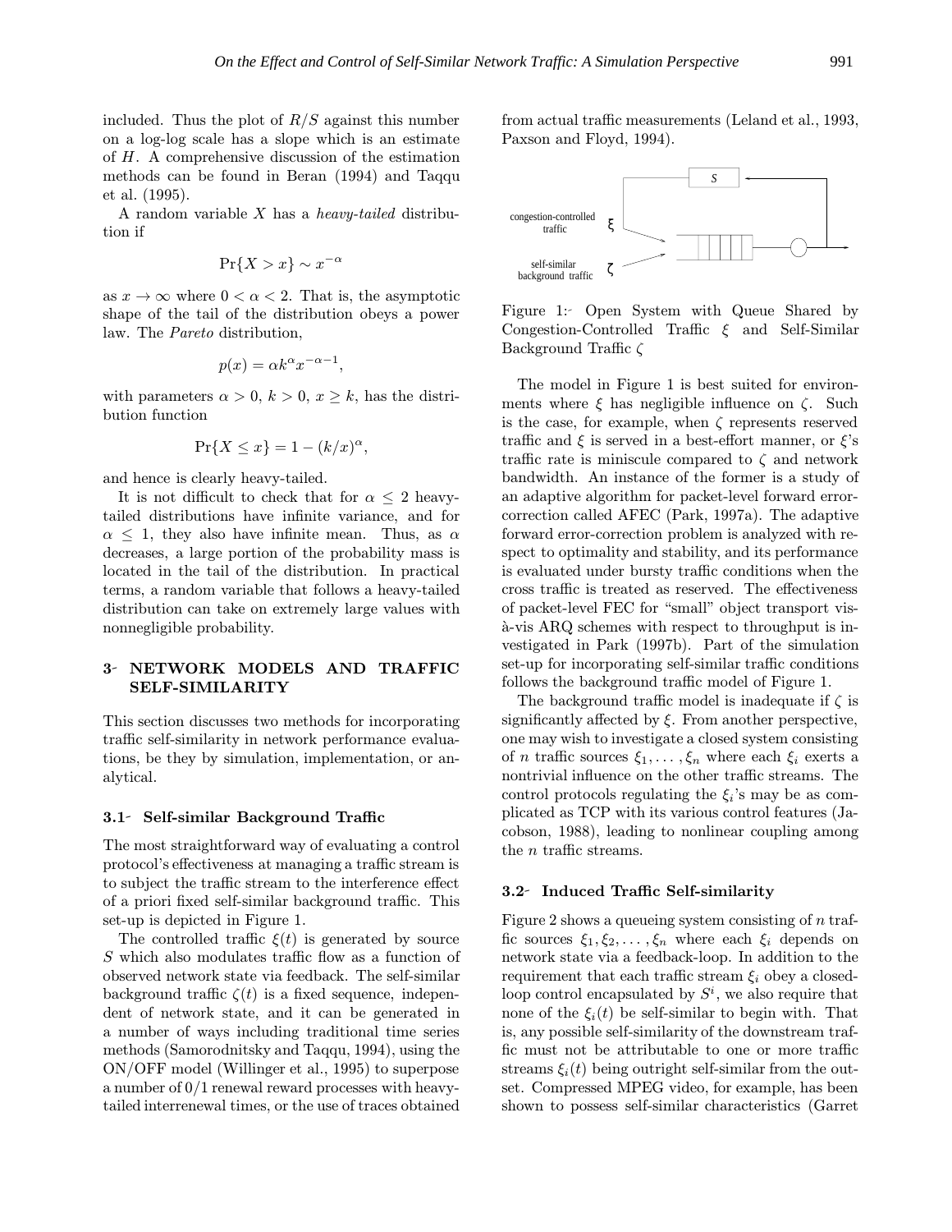included. Thus the plot of $R/S$ against this number on a log-log scale has a slope which is an estimate of $H$. A comprehensive discussion of the estimation methods can be found in Beran (1994) and Taqqu et al. (1995).

A random variable $X$ has a *heavy-tailed* distribution if

$$\Pr\{X > x\} \sim x^{-\alpha}$$

as $x \to \infty$ where $0 < \alpha < 2$. That is, the asymptotic shape of the tail of the distribution obeys a power law. The *Pareto* distribution,

$$p(x) = \alpha k^{\alpha} x^{-\alpha-1},$$

with parameters $\alpha > 0$, $k > 0$, $x \geq k$, has the distribution function

$$\Pr\{X \leq x\} = 1 - (k/x)^{\alpha},$$

and hence is clearly heavy-tailed.

It is not difficult to check that for $\alpha \leq 2$ heavy-tailed distributions have infinite variance, and for $\alpha \leq 1$, they also have infinite mean. Thus, as $\alpha$ decreases, a large portion of the probability mass is located in the tail of the distribution. In practical terms, a random variable that follows a heavy-tailed distribution can take on extremely large values with nonnegligible probability.

## 3 NETWORK MODELS AND TRAFFIC SELF-SIMILARITY

This section discusses two methods for incorporating traffic self-similarity in network performance evaluations, be they by simulation, implementation, or analytical.

### 3.1 Self-similar Background Traffic

The most straightforward way of evaluating a control protocol's effectiveness at managing a traffic stream is to subject the traffic stream to the interference effect of a priori fixed self-similar background traffic. This set-up is depicted in Figure 1.

The controlled traffic $\xi(t)$ is generated by source $S$ which also modulates traffic flow as a function of observed network state via feedback. The self-similar background traffic $\zeta(t)$ is a fixed sequence, independent of network state, and it can be generated in a number of ways including traditional time series methods (Samorodnitsky and Taqqu, 1994), using the ON/OFF model (Willinger et al., 1995) to superpose a number of 0/1 renewal reward processes with heavy-tailed interrenewal times, or the use of traces obtained from actual traffic measurements (Leland et al., 1993, Paxson and Floyd, 1994).

Figure 1: Open System with Queue Shared by Congestion-Controlled Traffic $\xi$ and Self-Similar Background Traffic $\zeta$

The model in Figure 1 is best suited for environments where $\xi$ has negligible influence on $\zeta$. Such is the case, for example, when $\zeta$ represents reserved traffic and $\xi$ is served in a best-effort manner, or $\xi$'s traffic rate is miniscule compared to $\zeta$ and network bandwidth. An instance of the former is a study of an adaptive algorithm for packet-level forward error-correction called AFEC (Park, 1997a). The adaptive forward error-correction problem is analyzed with respect to optimality and stability, and its performance is evaluated under bursty traffic conditions when the cross traffic is treated as reserved. The effectiveness of packet-level FEC for "small" object transport vis-à-vis ARQ schemes with respect to throughput is investigated in Park (1997b). Part of the simulation set-up for incorporating self-similar traffic conditions follows the background traffic model of Figure 1.

The background traffic model is inadequate if $\zeta$ is significantly affected by $\xi$. From another perspective, one may wish to investigate a closed system consisting of $n$ traffic sources $\xi_1, \ldots, \xi_n$ where each $\xi_i$ exerts a nontrivial influence on the other traffic streams. The control protocols regulating the $\xi_i$'s may be as complicated as TCP with its various control features (Jacobson, 1988), leading to nonlinear coupling among the $n$ traffic streams.

### 3.2 Induced Traffic Self-similarity

Figure 2 shows a queueing system consisting of $n$ traffic sources $\xi_1, \xi_2, \ldots, \xi_n$ where each $\xi_i$ depends on network state via a feedback-loop. In addition to the requirement that each traffic stream $\xi_i$ obey a closed-loop control encapsulated by $S^i$, we also require that none of the $\xi_i(t)$ be self-similar to begin with. That is, any possible self-similarity of the downstream traffic must not be attributable to one or more traffic streams $\xi_i(t)$ being outright self-similar from the outset. Compressed MPEG video, for example, has been shown to possess self-similar characteristics (Garret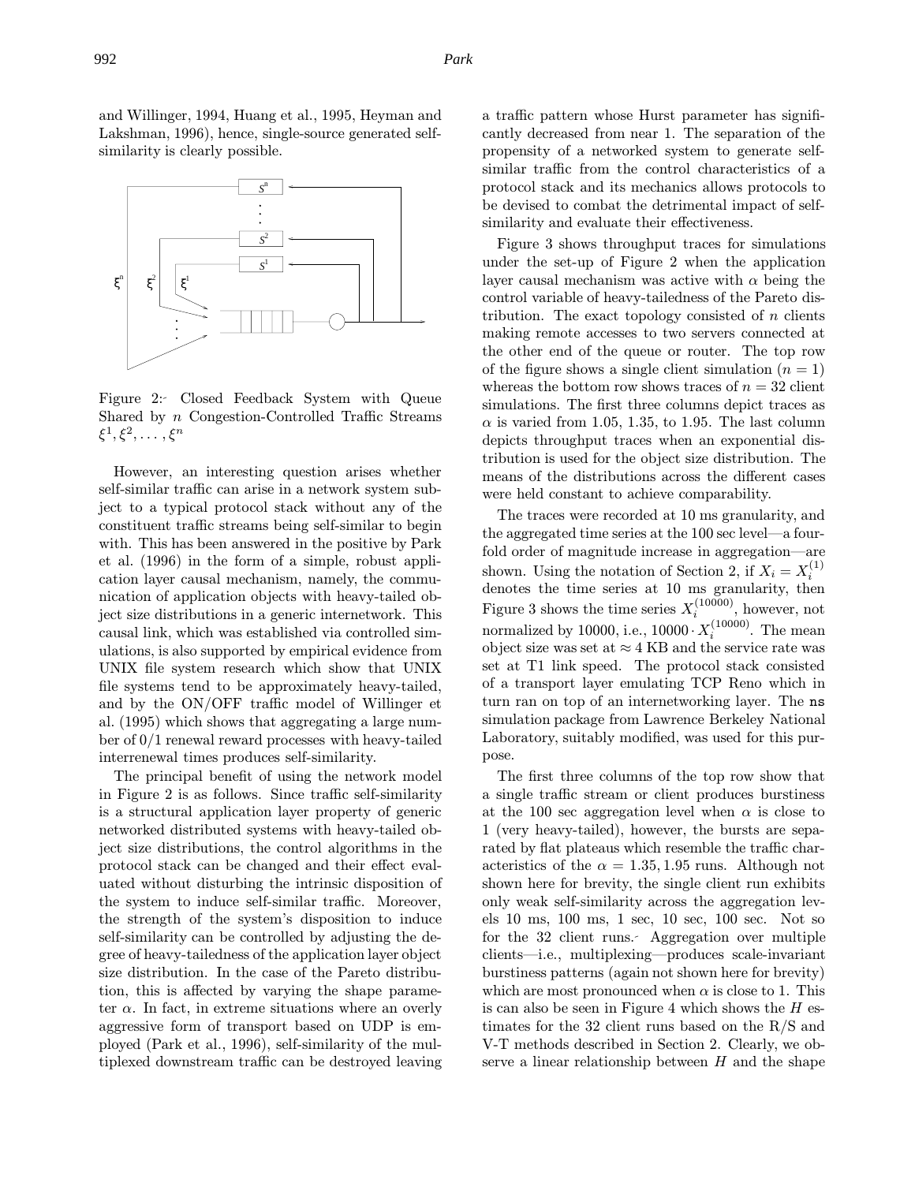and Willinger, 1994, Huang et al., 1995, Heyman and Lakshman, 1996), hence, single-source generated self-similarity is clearly possible.

Figure 2: Closed Feedback System with Queue Shared by $n$ Congestion-Controlled Traffic Streams $\xi^1, \xi^2, \ldots, \xi^n$

However, an interesting question arises whether self-similar traffic can arise in a network system subject to a typical protocol stack without any of the constituent traffic streams being self-similar to begin with. This has been answered in the positive by Park et al. (1996) in the form of a simple, robust application layer causal mechanism, namely, the communication of application objects with heavy-tailed object size distributions in a generic internetwork. This causal link, which was established via controlled simulations, is also supported by empirical evidence from UNIX file system research which show that UNIX file systems tend to be approximately heavy-tailed, and by the ON/OFF traffic model of Willinger et al. (1995) which shows that aggregating a large number of 0/1 renewal reward processes with heavy-tailed interrenewal times produces self-similarity.

The principal benefit of using the network model in Figure 2 is as follows. Since traffic self-similarity is a structural application layer property of generic networked distributed systems with heavy-tailed object size distributions, the control algorithms in the protocol stack can be changed and their effect evaluated without disturbing the intrinsic disposition of the system to induce self-similar traffic. Moreover, the strength of the system's disposition to induce self-similarity can be controlled by adjusting the degree of heavy-tailedness of the application layer object size distribution. In the case of the Pareto distribution, this is affected by varying the shape parameter $\alpha$. In fact, in extreme situations where an overly aggressive form of transport based on UDP is employed (Park et al., 1996), self-similarity of the multiplexed downstream traffic can be destroyed leaving a traffic pattern whose Hurst parameter has significantly decreased from near 1. The separation of the propensity of a networked system to generate self-similar traffic from the control characteristics of a protocol stack and its mechanics allows protocols to be devised to combat the detrimental impact of self-similarity and evaluate their effectiveness.

Figure 3 shows throughput traces for simulations under the set-up of Figure 2 when the application layer causal mechanism was active with $\alpha$ being the control variable of heavy-tailedness of the Pareto distribution. The exact topology consisted of $n$ clients making remote accesses to two servers connected at the other end of the queue or router. The top row of the figure shows a single client simulation ($n = 1$) whereas the bottom row shows traces of $n = 32$ client simulations. The first three columns depict traces as $\alpha$ is varied from 1.05, 1.35, to 1.95. The last column depicts throughput traces when an exponential distribution is used for the object size distribution. The means of the distributions across the different cases were held constant to achieve comparability.

The traces were recorded at 10 ms granularity, and the aggregated time series at the 100 sec level—a four-fold order of magnitude increase in aggregation—are shown. Using the notation of Section 2, if $X_i = X_i^{(1)}$ denotes the time series at 10 ms granularity, then Figure 3 shows the time series $X_i^{(10000)}$, however, not normalized by 10000, i.e., $10000 \cdot X_i^{(10000)}$. The mean object size was set at $\approx 4$ KB and the service rate was set at T1 link speed. The protocol stack consisted of a transport layer emulating TCP Reno which in turn ran on top of an internetworking layer. The ns simulation package from Lawrence Berkeley National Laboratory, suitably modified, was used for this purpose.

The first three columns of the top row show that a single traffic stream or client produces burstiness at the 100 sec aggregation level when $\alpha$ is close to 1 (very heavy-tailed), however, the bursts are separated by flat plateaus which resemble the traffic characteristics of the $\alpha = 1.35, 1.95$ runs. Although not shown here for brevity, the single client run exhibits only weak self-similarity across the aggregation levels 10 ms, 100 ms, 1 sec, 10 sec, 100 sec. Not so for the 32 client runs. Aggregation over multiple clients—i.e., multiplexing—produces scale-invariant burstiness patterns (again not shown here for brevity) which are most pronounced when $\alpha$ is close to 1. This is can also be seen in Figure 4 which shows the $H$ estimates for the 32 client runs based on the R/S and V-T methods described in Section 2. Clearly, we observe a linear relationship between $H$ and the shape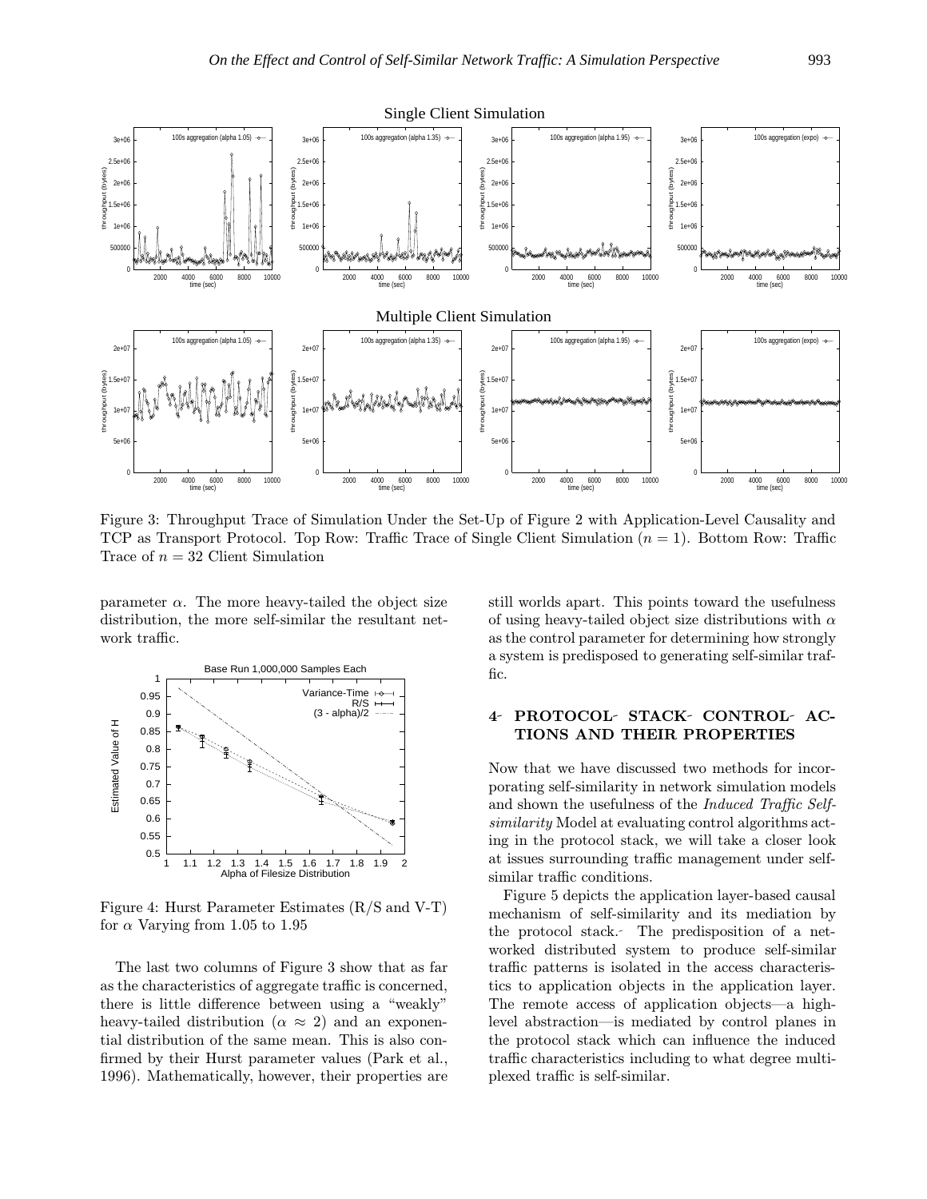Figure 3: Throughput Trace of Simulation Under the Set-Up of Figure 2 with Application-Level Causality and TCP as Transport Protocol. Top Row: Traffic Trace of Single Client Simulation ($n = 1$). Bottom Row: Traffic Trace of $n = 32$ Client Simulation

parameter $\alpha$. The more heavy-tailed the object size distribution, the more self-similar the resultant network traffic.

Figure 4: Hurst Parameter Estimates (R/S and V-T) for $\alpha$ Varying from 1.05 to 1.95

The last two columns of Figure 3 show that as far as the characteristics of aggregate traffic is concerned, there is little difference between using a "weakly" heavy-tailed distribution ($\alpha \approx 2$) and an exponential distribution of the same mean. This is also confirmed by their Hurst parameter values (Park et al., 1996). Mathematically, however, their properties are still worlds apart. This points toward the usefulness of using heavy-tailed object size distributions with $\alpha$ as the control parameter for determining how strongly a system is predisposed to generating self-similar traffic.

## 4 PROTOCOL STACK CONTROL ACTIONS AND THEIR PROPERTIES

Now that we have discussed two methods for incorporating self-similarity in network simulation models and shown the usefulness of the *Induced Traffic Self-similarity* Model at evaluating control algorithms acting in the protocol stack, we will take a closer look at issues surrounding traffic management under self-similar traffic conditions.

Figure 5 depicts the application layer-based causal mechanism of self-similarity and its mediation by the protocol stack. The predisposition of a networked distributed system to produce self-similar traffic patterns is isolated in the access characteristics to application objects in the application layer. The remote access of application objects—a high-level abstraction—is mediated by control planes in the protocol stack which can influence the induced traffic characteristics including to what degree multiplexed traffic is self-similar.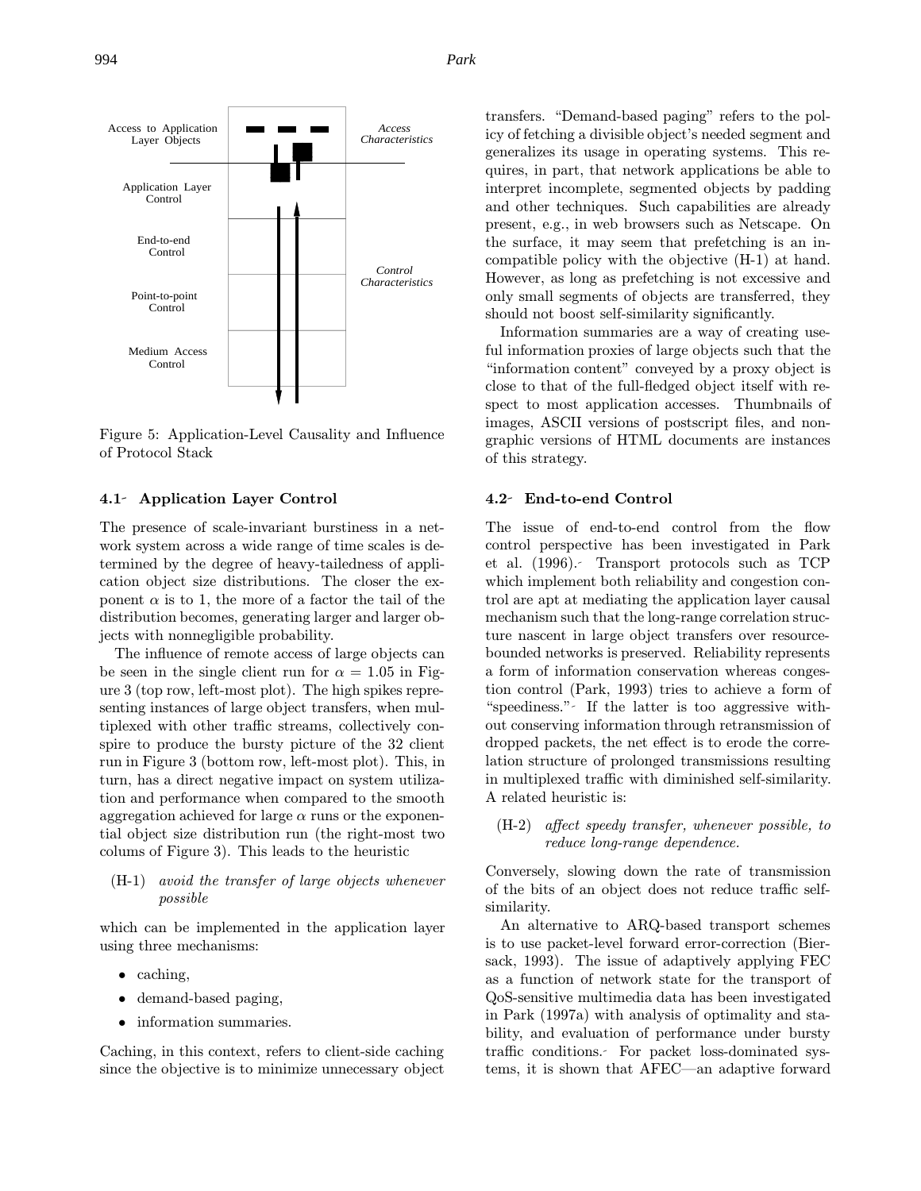Access to Application Layer Objects

Application Layer Control

End-to-end Control

Point-to-point Control

Medium Access Control

*Access Characteristics*

*Control Characteristics*

Figure 5: Application-Level Causality and Influence of Protocol Stack

### 4.1 Application Layer Control

The presence of scale-invariant burstiness in a network system across a wide range of time scales is determined by the degree of heavy-tailedness of application object size distributions. The closer the exponent $\alpha$ is to 1, the more of a factor the tail of the distribution becomes, generating larger and larger objects with nonnegligible probability.

The influence of remote access of large objects can be seen in the single client run for $\alpha = 1.05$ in Figure 3 (top row, left-most plot). The high spikes representing instances of large object transfers, when multiplexed with other traffic streams, collectively conspire to produce the bursty picture of the 32 client run in Figure 3 (bottom row, left-most plot). This, in turn, has a direct negative impact on system utilization and performance when compared to the smooth aggregation achieved for large $\alpha$ runs or the exponential object size distribution run (the right-most two colums of Figure 3). This leads to the heuristic

(H-1) *avoid the transfer of large objects whenever possible*

which can be implemented in the application layer using three mechanisms:

- caching,
- demand-based paging,
- information summaries.

Caching, in this context, refers to client-side caching since the objective is to minimize unnecessary object transfers. "Demand-based paging" refers to the policy of fetching a divisible object's needed segment and generalizes its usage in operating systems. This requires, in part, that network applications be able to interpret incomplete, segmented objects by padding and other techniques. Such capabilities are already present, e.g., in web browsers such as Netscape. On the surface, it may seem that prefetching is an incompatible policy with the objective (H-1) at hand. However, as long as prefetching is not excessive and only small segments of objects are transferred, they should not boost self-similarity significantly.

Information summaries are a way of creating useful information proxies of large objects such that the "information content" conveyed by a proxy object is close to that of the full-fledged object itself with respect to most application accesses. Thumbnails of images, ASCII versions of postscript files, and non-graphic versions of HTML documents are instances of this strategy.

### 4.2 End-to-end Control

The issue of end-to-end control from the flow control perspective has been investigated in Park et al. (1996). Transport protocols such as TCP which implement both reliability and congestion control are apt at mediating the application layer causal mechanism such that the long-range correlation structure nascent in large object transfers over resource-bounded networks is preserved. Reliability represents a form of information conservation whereas congestion control (Park, 1993) tries to achieve a form of "speediness." If the latter is too aggressive without conserving information through retransmission of dropped packets, the net effect is to erode the correlation structure of prolonged transmissions resulting in multiplexed traffic with diminished self-similarity. A related heuristic is:

(H-2) *affect speedy transfer, whenever possible, to reduce long-range dependence.*

Conversely, slowing down the rate of transmission of the bits of an object does not reduce traffic self-similarity.

An alternative to ARQ-based transport schemes is to use packet-level forward error-correction (Biersack, 1993). The issue of adaptively applying FEC as a function of network state for the transport of QoS-sensitive multimedia data has been investigated in Park (1997a) with analysis of optimality and stability, and evaluation of performance under bursty traffic conditions. For packet loss-dominated systems, it is shown that AFEC—an adaptive forward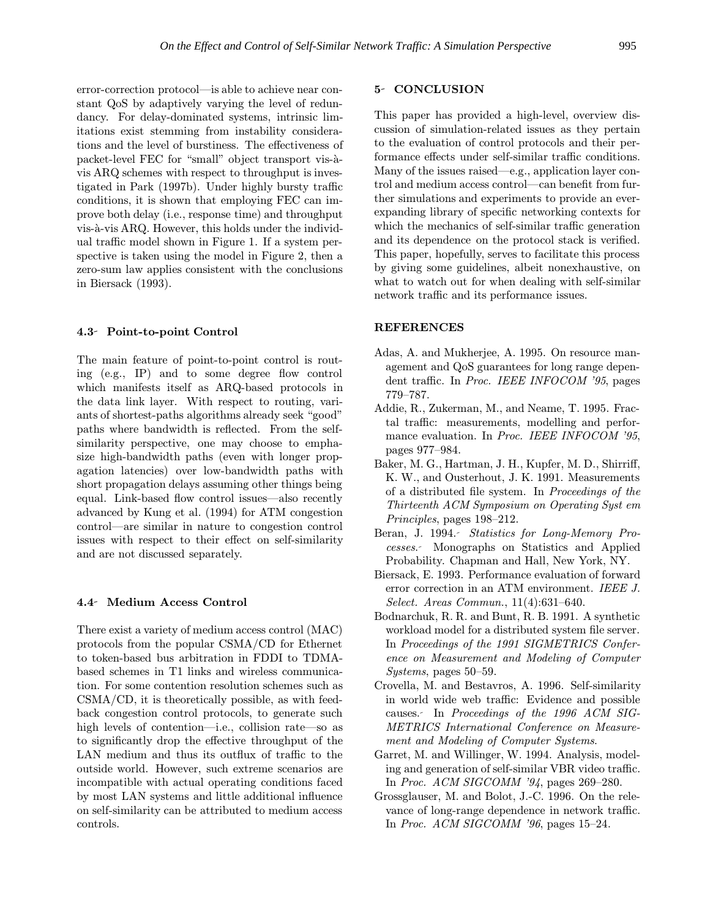error-correction protocol—is able to achieve near constant QoS by adaptively varying the level of redundancy. For delay-dominated systems, intrinsic limitations exist stemming from instability considerations and the level of burstiness. The effectiveness of packet-level FEC for "small" object transport vis-à-vis ARQ schemes with respect to throughput is investigated in Park (1997b). Under highly bursty traffic conditions, it is shown that employing FEC can improve both delay (i.e., response time) and throughput vis-à-vis ARQ. However, this holds under the individual traffic model shown in Figure 1. If a system perspective is taken using the model in Figure 2, then a zero-sum law applies consistent with the conclusions in Biersack (1993).

### 4.3 Point-to-point Control

The main feature of point-to-point control is routing (e.g., IP) and to some degree flow control which manifests itself as ARQ-based protocols in the data link layer. With respect to routing, variants of shortest-paths algorithms already seek "good" paths where bandwidth is reflected. From the self-similarity perspective, one may choose to emphasize high-bandwidth paths (even with longer propagation latencies) over low-bandwidth paths with short propagation delays assuming other things being equal. Link-based flow control issues—also recently advanced by Kung et al. (1994) for ATM congestion control—are similar in nature to congestion control issues with respect to their effect on self-similarity and are not discussed separately.

### 4.4 Medium Access Control

There exist a variety of medium access control (MAC) protocols from the popular CSMA/CD for Ethernet to token-based bus arbitration in FDDI to TDMA-based schemes in T1 links and wireless communication. For some contention resolution schemes such as CSMA/CD, it is theoretically possible, as with feedback congestion control protocols, to generate such high levels of contention—i.e., collision rate—so as to significantly drop the effective throughput of the LAN medium and thus its outflux of traffic to the outside world. However, such extreme scenarios are incompatible with actual operating conditions faced by most LAN systems and little additional influence on self-similarity can be attributed to medium access controls.

## 5 CONCLUSION

This paper has provided a high-level, overview discussion of simulation-related issues as they pertain to the evaluation of control protocols and their performance effects under self-similar traffic conditions. Many of the issues raised—e.g., application layer control and medium access control—can benefit from further simulations and experiments to provide an ever-expanding library of specific networking contexts for which the mechanics of self-similar traffic generation and its dependence on the protocol stack is verified. This paper, hopefully, serves to facilitate this process by giving some guidelines, albeit nonexhaustive, on what to watch out for when dealing with self-similar network traffic and its performance issues.

## REFERENCES

Adas, A. and Mukherjee, A. 1995. On resource management and QoS guarantees for long range dependent traffic. In *Proc. IEEE INFOCOM '95*, pages 779–787.

Addie, R., Zukerman, M., and Neame, T. 1995. Fractal traffic: measurements, modelling and performance evaluation. In *Proc. IEEE INFOCOM '95*, pages 977–984.

Baker, M. G., Hartman, J. H., Kupfer, M. D., Shirriff, K. W., and Ousterhout, J. K. 1991. Measurements of a distributed file system. In *Proceedings of the Thirteenth ACM Symposium on Operating Syst em Principles*, pages 198–212.

Beran, J. 1994. *Statistics for Long-Memory Processes.* Monographs on Statistics and Applied Probability. Chapman and Hall, New York, NY.

Biersack, E. 1993. Performance evaluation of forward error correction in an ATM environment. *IEEE J. Select. Areas Commun.*, 11(4):631–640.

Bodnarchuk, R. R. and Bunt, R. B. 1991. A synthetic workload model for a distributed system file server. In *Proceedings of the 1991 SIGMETRICS Conference on Measurement and Modeling of Computer Systems*, pages 50–59.

Crovella, M. and Bestavros, A. 1996. Self-similarity in world wide web traffic: Evidence and possible causes. In *Proceedings of the 1996 ACM SIGMETRICS International Conference on Measurement and Modeling of Computer Systems*.

Garret, M. and Willinger, W. 1994. Analysis, modeling and generation of self-similar VBR video traffic. In *Proc. ACM SIGCOMM '94*, pages 269–280.

Grossglauser, M. and Bolot, J.-C. 1996. On the relevance of long-range dependence in network traffic. In *Proc. ACM SIGCOMM '96*, pages 15–24.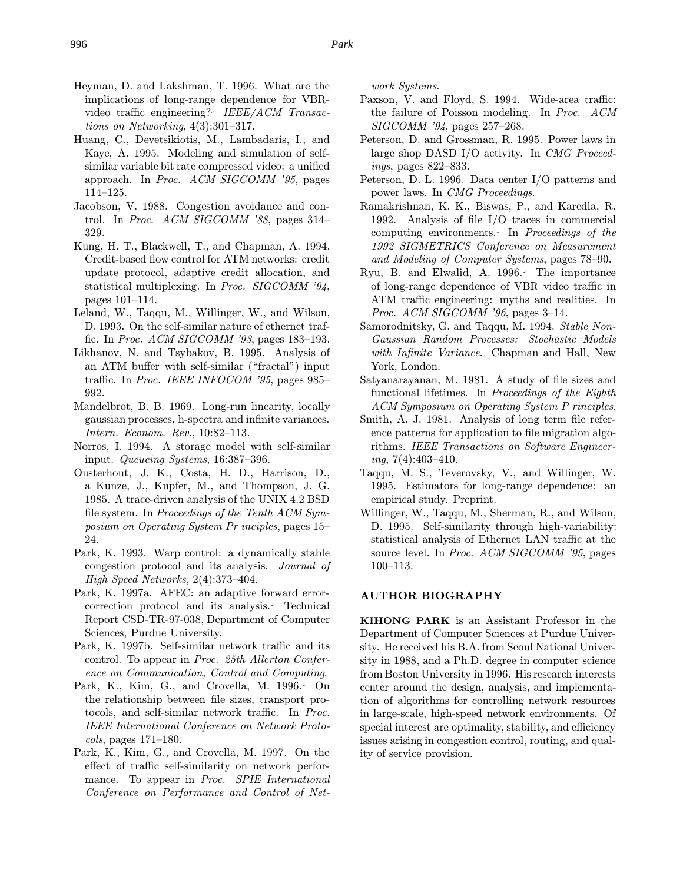Heyman, D. and Lakshman, T. 1996. What are the implications of long-range dependence for VBR-video traffic engineering? *IEEE/ACM Transactions on Networking*, 4(3):301–317.

Huang, C., Devetsikiotis, M., Lambadaris, I., and Kaye, A. 1995. Modeling and simulation of self-similar variable bit rate compressed video: a unified approach. In *Proc. ACM SIGCOMM '95*, pages 114–125.

Jacobson, V. 1988. Congestion avoidance and control. In *Proc. ACM SIGCOMM '88*, pages 314–329.

Kung, H. T., Blackwell, T., and Chapman, A. 1994. Credit-based flow control for ATM networks: credit update protocol, adaptive credit allocation, and statistical multiplexing. In *Proc. SIGCOMM '94*, pages 101–114.

Leland, W., Taqqu, M., Willinger, W., and Wilson, D. 1993. On the self-similar nature of ethernet traffic. In *Proc. ACM SIGCOMM '93*, pages 183–193.

Likhanov, N. and Tsybakov, B. 1995. Analysis of an ATM buffer with self-similar ("fractal") input traffic. In *Proc. IEEE INFOCOM '95*, pages 985–992.

Mandelbrot, B. B. 1969. Long-run linearity, locally gaussian processes, h-spectra and infinite variances. *Intern. Econom. Rev.*, 10:82–113.

Norros, I. 1994. A storage model with self-similar input. *Queueing Systems*, 16:387–396.

Ousterhout, J. K., Costa, H. D., Harrison, D., a Kunze, J., Kupfer, M., and Thompson, J. G. 1985. A trace-driven analysis of the UNIX 4.2 BSD file system. In *Proceedings of the Tenth ACM Symposium on Operating System Pr inciples*, pages 15–24.

Park, K. 1993. Warp control: a dynamically stable congestion protocol and its analysis. *Journal of High Speed Networks*, 2(4):373–404.

Park, K. 1997a. AFEC: an adaptive forward error-correction protocol and its analysis. Technical Report CSD-TR-97-038, Department of Computer Sciences, Purdue University.

Park, K. 1997b. Self-similar network traffic and its control. To appear in *Proc. 25th Allerton Conference on Communication, Control and Computing*.

Park, K., Kim, G., and Crovella, M. 1996. On the relationship between file sizes, transport protocols, and self-similar network traffic. In *Proc. IEEE International Conference on Network Protocols*, pages 171–180.

Park, K., Kim, G., and Crovella, M. 1997. On the effect of traffic self-similarity on network performance. To appear in *Proc. SPIE International Conference on Performance and Control of Network Systems*.

Paxson, V. and Floyd, S. 1994. Wide-area traffic: the failure of Poisson modeling. In *Proc. ACM SIGCOMM '94*, pages 257–268.

Peterson, D. and Grossman, R. 1995. Power laws in large shop DASD I/O activity. In *CMG Proceedings*, pages 822–833.

Peterson, D. L. 1996. Data center I/O patterns and power laws. In *CMG Proceedings*.

Ramakrishnan, K. K., Biswas, P., and Karedla, R. 1992. Analysis of file I/O traces in commercial computing environments. In *Proceedings of the 1992 SIGMETRICS Conference on Measurement and Modeling of Computer Systems*, pages 78–90.

Ryu, B. and Elwalid, A. 1996. The importance of long-range dependence of VBR video traffic in ATM traffic engineering: myths and realities. In *Proc. ACM SIGCOMM '96*, pages 3–14.

Samorodnitsky, G. and Taqqu, M. 1994. *Stable Non-Gaussian Random Processes: Stochastic Models with Infinite Variance*. Chapman and Hall, New York, London.

Satyanarayanan, M. 1981. A study of file sizes and functional lifetimes. In *Proceedings of the Eighth ACM Symposium on Operating System P rinciples*.

Smith, A. J. 1981. Analysis of long term file reference patterns for application to file migration algorithms. *IEEE Transactions on Software Engineering*, 7(4):403–410.

Taqqu, M. S., Teverovsky, V., and Willinger, W. 1995. Estimators for long-range dependence: an empirical study. Preprint.

Willinger, W., Taqqu, M., Sherman, R., and Wilson, D. 1995. Self-similarity through high-variability: statistical analysis of Ethernet LAN traffic at the source level. In *Proc. ACM SIGCOMM '95*, pages 100–113.

## AUTHOR BIOGRAPHY

**KIHONG PARK** is an Assistant Professor in the Department of Computer Sciences at Purdue University. He received his B.A. from Seoul National University in 1988, and a Ph.D. degree in computer science from Boston University in 1996. His research interests center around the design, analysis, and implementation of algorithms for controlling network resources in large-scale, high-speed network environments. Of special interest are optimality, stability, and efficiency issues arising in congestion control, routing, and quality of service provision.